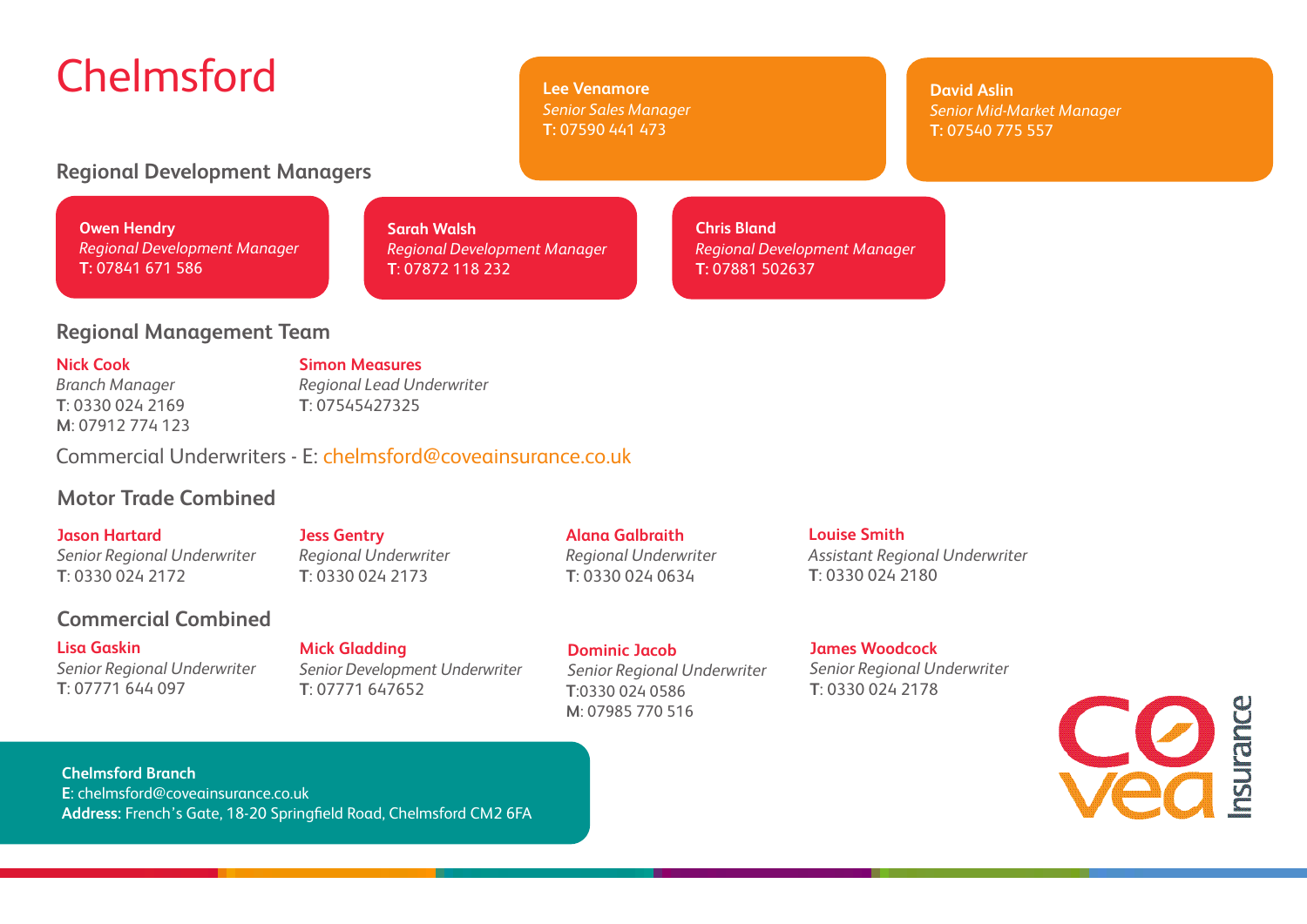# Chelmsford

**Lee Venamore**
*Senior Sales Manager*
**T**: 07590 441 473

**David Aslin**
*Senior Mid-Market Manager*
**T**: 07540 775 557

## Regional Development Managers

**Owen Hendry**
*Regional Development Manager*
**T**: 07841 671 586

**Sarah Walsh**
*Regional Development Manager*
**T**: 07872 118 232

**Chris Bland**
*Regional Development Manager*
**T**: 07881 502637

## Regional Management Team

**Nick Cook**
*Branch Manager*
**T**: 0330 024 2169
**M**: 07912 774 123

**Simon Measures**
*Regional Lead Underwriter*
**T**: 07545427325

Commercial Underwriters - E: chelmsford@coveainsurance.co.uk

## Motor Trade Combined

**Jason Hartard**
*Senior Regional Underwriter*
**T**: 0330 024 2172

**Jess Gentry**
*Regional Underwriter*
**T**: 0330 024 2173

**Alana Galbraith**
*Regional Underwriter*
**T**: 0330 024 0634

**Louise Smith**
*Assistant Regional Underwriter*
**T**: 0330 024 2180

## Commercial Combined

**Lisa Gaskin**
*Senior Regional Underwriter*
**T**: 07771 644 097

**Mick Gladding**
*Senior Development Underwriter*
**T**: 07771 647652

**Dominic Jacob**
*Senior Regional Underwriter*
**T**:0330 024 0586
**M**: 07985 770 516

**James Woodcock**
*Senior Regional Underwriter*
**T**: 0330 024 2178

**Chelmsford Branch**
**E**: chelmsford@coveainsurance.co.uk
**Address:** French's Gate, 18-20 Springfield Road, Chelmsford CM2 6FA

covea Insurance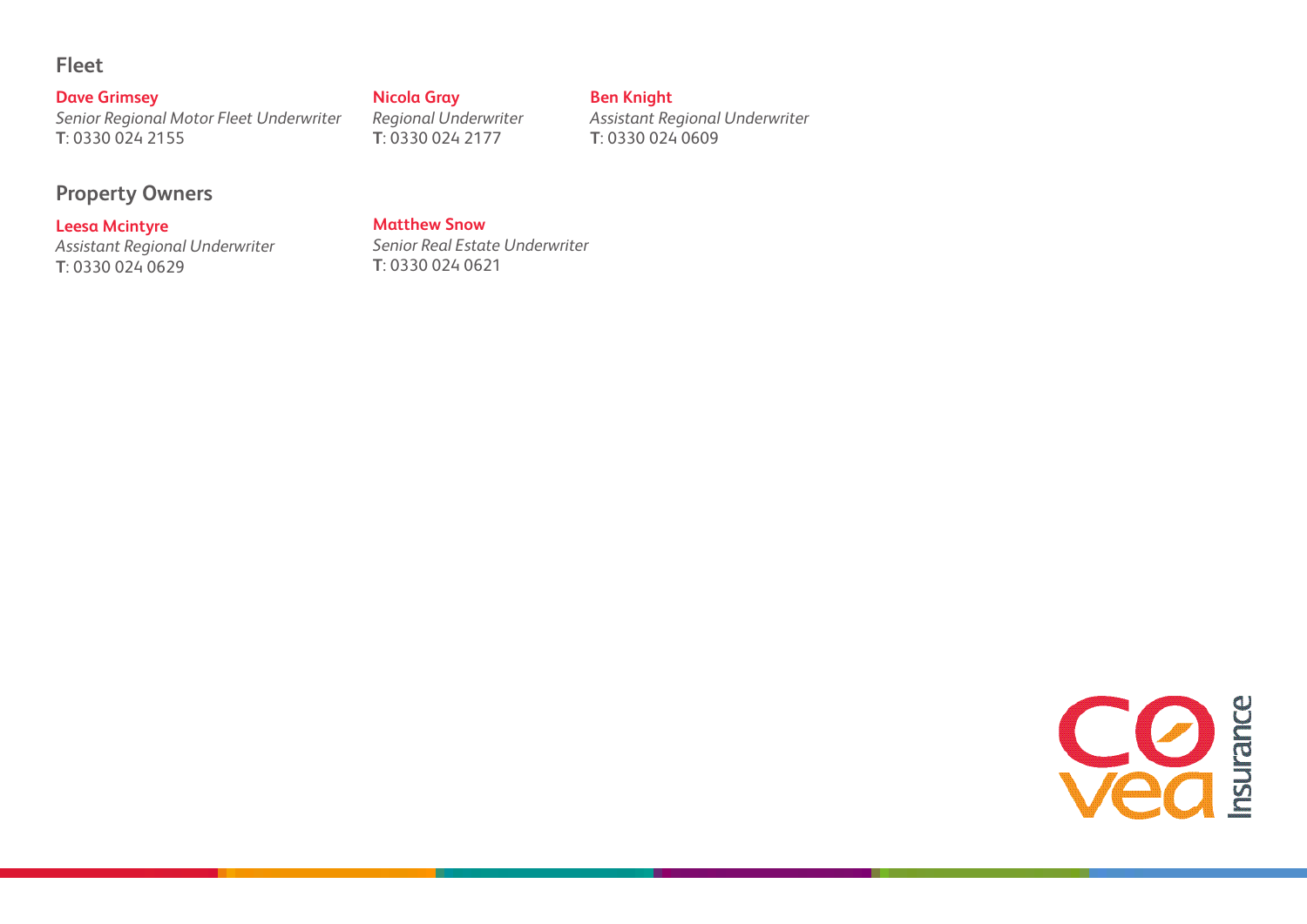## Fleet

**Dave Grimsey**
*Senior Regional Motor Fleet Underwriter*
**T**: 0330 024 2155

**Nicola Gray**
*Regional Underwriter*
**T**: 0330 024 2177

**Ben Knight**
*Assistant Regional Underwriter*
**T**: 0330 024 0609

## Property Owners

**Leesa Mcintyre**
*Assistant Regional Underwriter*
**T**: 0330 024 0629

**Matthew Snow**
*Senior Real Estate Underwriter*
**T**: 0330 024 0621